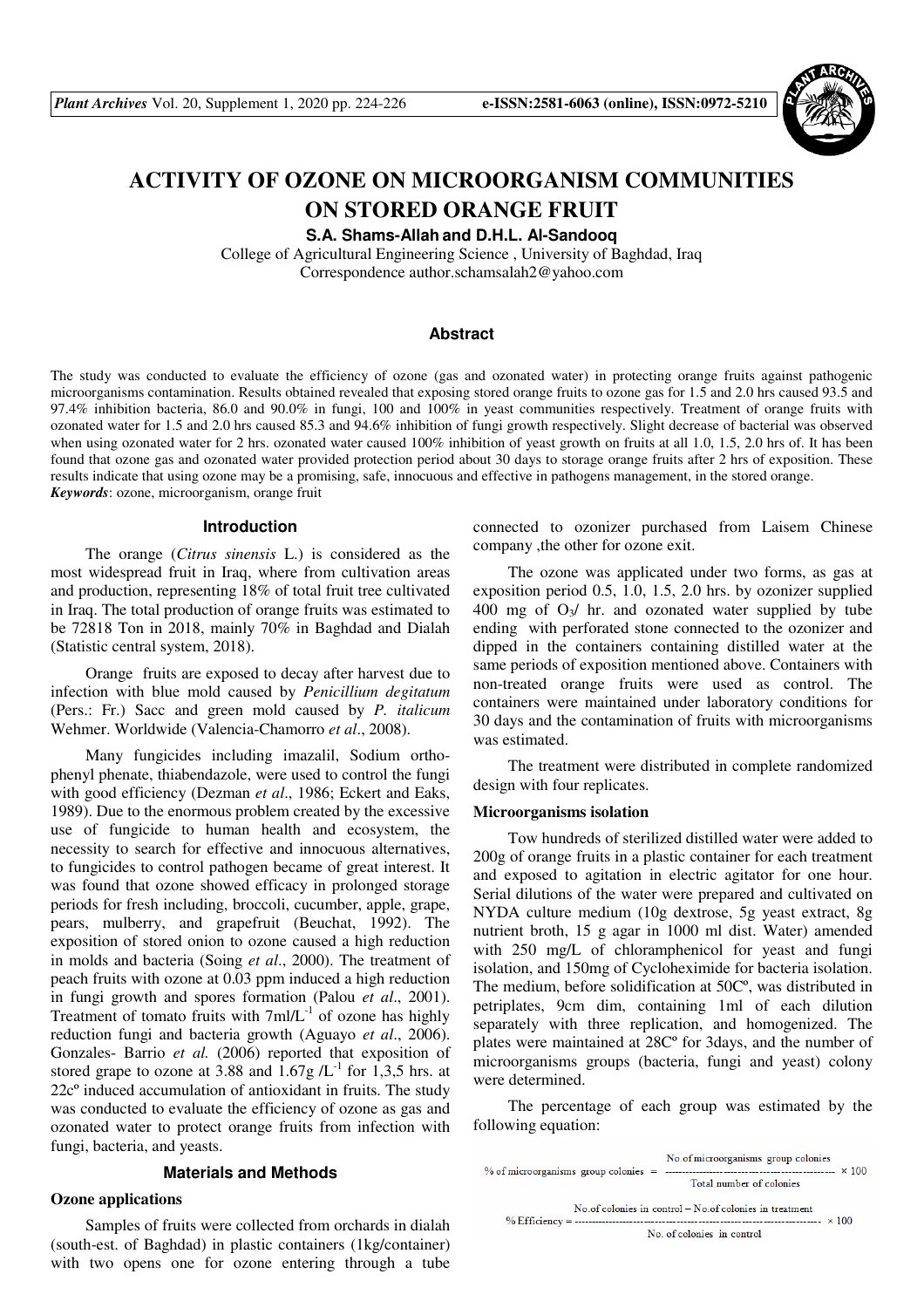# ACTIVITY OF OZONE ON MICROORGANISM COMMUNITIES ON STORED ORANGE FRUIT

**S.A. Shams-Allah and D.H.L. Al-Sandooq**

College of Agricultural Engineering Science , University of Baghdad, Iraq
Correspondence author.schamsalah2@yahoo.com

## Abstract

The study was conducted to evaluate the efficiency of ozone (gas and ozonated water) in protecting orange fruits against pathogenic microorganisms contamination. Results obtained revealed that exposing stored orange fruits to ozone gas for 1.5 and 2.0 hrs caused 93.5 and 97.4% inhibition bacteria, 86.0 and 90.0% in fungi, 100 and 100% in yeast communities respectively. Treatment of orange fruits with ozonated water for 1.5 and 2.0 hrs caused 85.3 and 94.6% inhibition of fungi growth respectively. Slight decrease of bacterial was observed when using ozonated water for 2 hrs. ozonated water caused 100% inhibition of yeast growth on fruits at all 1.0, 1.5, 2.0 hrs of. It has been found that ozone gas and ozonated water provided protection period about 30 days to storage orange fruits after 2 hrs of exposition. These results indicate that using ozone may be a promising, safe, innocuous and effective in pathogens management, in the stored orange.

***Keywords***: ozone, microorganism, orange fruit

## Introduction

The orange (*Citrus sinensis* L.) is considered as the most widespread fruit in Iraq, where from cultivation areas and production, representing 18% of total fruit tree cultivated in Iraq. The total production of orange fruits was estimated to be 72818 Ton in 2018, mainly 70% in Baghdad and Dialah (Statistic central system, 2018).

Orange fruits are exposed to decay after harvest due to infection with blue mold caused by *Penicillium degitatum* (Pers.: Fr.) Sacc and green mold caused by *P. italicum* Wehmer. Worldwide (Valencia-Chamorro *et al*., 2008).

Many fungicides including imazalil, Sodium ortho-phenyl phenate, thiabendazole, were used to control the fungi with good efficiency (Dezman *et al*., 1986; Eckert and Eaks, 1989). Due to the enormous problem created by the excessive use of fungicide to human health and ecosystem, the necessity to search for effective and innocuous alternatives, to fungicides to control pathogen became of great interest. It was found that ozone showed efficacy in prolonged storage periods for fresh including, broccoli, cucumber, apple, grape, pears, mulberry, and grapefruit (Beuchat, 1992). The exposition of stored onion to ozone caused a high reduction in molds and bacteria (Soing *et al*., 2000). The treatment of peach fruits with ozone at 0.03 ppm induced a high reduction in fungi growth and spores formation (Palou *et al*., 2001). Treatment of tomato fruits with $7\text{ml/L}^{-1}$ of ozone has highly reduction fungi and bacteria growth (Aguayo *et al*., 2006). Gonzales- Barrio *et al.* (2006) reported that exposition of stored grape to ozone at 3.88 and $1.67\text{g /L}^{-1}$ for 1,3,5 hrs. at 22cº induced accumulation of antioxidant in fruits. The study was conducted to evaluate the efficiency of ozone as gas and ozonated water to protect orange fruits from infection with fungi, bacteria, and yeasts.

## Materials and Methods

### Ozone applications

Samples of fruits were collected from orchards in dialah (south-est. of Baghdad) in plastic containers (1kg/container) with two opens one for ozone entering through a tube connected to ozonizer purchased from Laisem Chinese company ,the other for ozone exit.

The ozone was applicated under two forms, as gas at exposition period 0.5, 1.0, 1.5, 2.0 hrs. by ozonizer supplied 400 mg of $O_3$/ hr. and ozonated water supplied by tube ending with perforated stone connected to the ozonizer and dipped in the containers containing distilled water at the same periods of exposition mentioned above. Containers with non-treated orange fruits were used as control. The containers were maintained under laboratory conditions for 30 days and the contamination of fruits with microorganisms was estimated.

The treatment were distributed in complete randomized design with four replicates.

### Microorganisms isolation

Tow hundreds of sterilized distilled water were added to 200g of orange fruits in a plastic container for each treatment and exposed to agitation in electric agitator for one hour. Serial dilutions of the water were prepared and cultivated on NYDA culture medium (10g dextrose, 5g yeast extract, 8g nutrient broth, 15 g agar in 1000 ml dist. Water) amended with 250 mg/L of chloramphenicol for yeast and fungi isolation, and 150mg of Cycloheximide for bacteria isolation. The medium, before solidification at 50Cº, was distributed in petriplates, 9cm dim, containing 1ml of each dilution separately with three replication, and homogenized. The plates were maintained at 28Cº for 3days, and the number of microorganisms groups (bacteria, fungi and yeast) colony were determined.

The percentage of each group was estimated by the following equation:

$$\%\ \text{of microorganisms group colonies} = \frac{\text{No. of microorganisms group colonies}}{\text{Total number of colonies}} \times 100$$

$$\%\ \text{Efficiency} = \frac{\text{No. of colonies in control} - \text{No. of colonies in treatment}}{\text{No. of colonies in control}} \times 100$$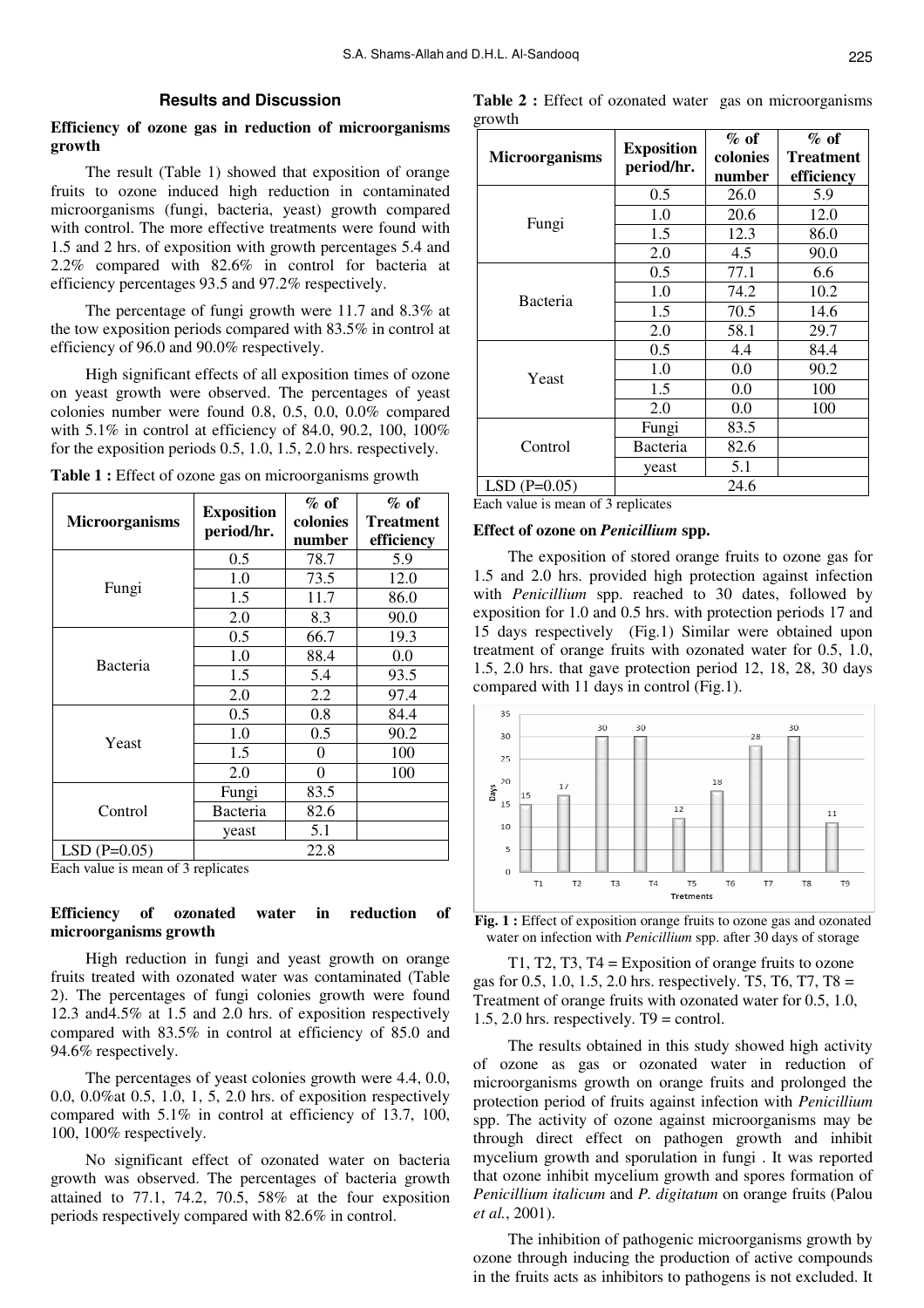## Results and Discussion

### Efficiency of ozone gas in reduction of microorganisms growth

The result (Table 1) showed that exposition of orange fruits to ozone induced high reduction in contaminated microorganisms (fungi, bacteria, yeast) growth compared with control. The more effective treatments were found with 1.5 and 2 hrs. of exposition with growth percentages 5.4 and 2.2% compared with 82.6% in control for bacteria at efficiency percentages 93.5 and 97.2% respectively.

The percentage of fungi growth were 11.7 and 8.3% at the tow exposition periods compared with 83.5% in control at efficiency of 96.0 and 90.0% respectively.

High significant effects of all exposition times of ozone on yeast growth were observed. The percentages of yeast colonies number were found 0.8, 0.5, 0.0, 0.0% compared with 5.1% in control at efficiency of 84.0, 90.2, 100, 100% for the exposition periods 0.5, 1.0, 1.5, 2.0 hrs. respectively.

**Table 1 :** Effect of ozone gas on microorganisms growth

| Microorganisms | Exposition period/hr. | % of colonies number | % of Treatment efficiency |
|---|---|---|---|
| Fungi | 0.5 | 78.7 | 5.9 |
| | 1.0 | 73.5 | 12.0 |
| | 1.5 | 11.7 | 86.0 |
| | 2.0 | 8.3 | 90.0 |
| Bacteria | 0.5 | 66.7 | 19.3 |
| | 1.0 | 88.4 | 0.0 |
| | 1.5 | 5.4 | 93.5 |
| | 2.0 | 2.2 | 97.4 |
| Yeast | 0.5 | 0.8 | 84.4 |
| | 1.0 | 0.5 | 90.2 |
| | 1.5 | 0 | 100 |
| | 2.0 | 0 | 100 |
| Control | Fungi | 83.5 | |
| | Bacteria | 82.6 | |
| | yeast | 5.1 | |
| LSD (P=0.05) | | 22.8 | |

Each value is mean of 3 replicates

### Efficiency of ozonated water in reduction of microorganisms growth

High reduction in fungi and yeast growth on orange fruits treated with ozonated water was contaminated (Table 2). The percentages of fungi colonies growth were found 12.3 and4.5% at 1.5 and 2.0 hrs. of exposition respectively compared with 83.5% in control at efficiency of 85.0 and 94.6% respectively.

The percentages of yeast colonies growth were 4.4, 0.0, 0.0, 0.0%at 0.5, 1.0, 1, 5, 2.0 hrs. of exposition respectively compared with 5.1% in control at efficiency of 13.7, 100, 100, 100% respectively.

No significant effect of ozonated water on bacteria growth was observed. The percentages of bacteria growth attained to 77.1, 74.2, 70.5, 58% at the four exposition periods respectively compared with 82.6% in control.

**Table 2 :** Effect of ozonated water gas on microorganisms growth

| Microorganisms | Exposition period/hr. | % of colonies number | % of Treatment efficiency |
|---|---|---|---|
| Fungi | 0.5 | 26.0 | 5.9 |
| | 1.0 | 20.6 | 12.0 |
| | 1.5 | 12.3 | 86.0 |
| | 2.0 | 4.5 | 90.0 |
| Bacteria | 0.5 | 77.1 | 6.6 |
| | 1.0 | 74.2 | 10.2 |
| | 1.5 | 70.5 | 14.6 |
| | 2.0 | 58.1 | 29.7 |
| Yeast | 0.5 | 4.4 | 84.4 |
| | 1.0 | 0.0 | 90.2 |
| | 1.5 | 0.0 | 100 |
| | 2.0 | 0.0 | 100 |
| Control | Fungi | 83.5 | |
| | Bacteria | 82.6 | |
| | yeast | 5.1 | |
| LSD (P=0.05) | | 24.6 | |

Each value is mean of 3 replicates

### Effect of ozone on *Penicillium* spp.

The exposition of stored orange fruits to ozone gas for 1.5 and 2.0 hrs. provided high protection against infection with *Penicillium* spp. reached to 30 dates, followed by exposition for 1.0 and 0.5 hrs. with protection periods 17 and 15 days respectively (Fig.1) Similar were obtained upon treatment of orange fruits with ozonated water for 0.5, 1.0, 1.5, 2.0 hrs. that gave protection period 12, 18, 28, 30 days compared with 11 days in control (Fig.1).

**Fig. 1 :** Effect of exposition orange fruits to ozone gas and ozonated water on infection with *Penicillium* spp. after 30 days of storage

T1, T2, T3, T4 = Exposition of orange fruits to ozone gas for 0.5, 1.0, 1.5, 2.0 hrs. respectively. T5, T6, T7, T8 = Treatment of orange fruits with ozonated water for 0.5, 1.0, 1.5, 2.0 hrs. respectively. T9 = control.

The results obtained in this study showed high activity of ozone as gas or ozonated water in reduction of microorganisms growth on orange fruits and prolonged the protection period of fruits against infection with *Penicillium* spp. The activity of ozone against microorganisms may be through direct effect on pathogen growth and inhibit mycelium growth and sporulation in fungi . It was reported that ozone inhibit mycelium growth and spores formation of *Penicillium italicum* and *P. digitatum* on orange fruits (Palou *et al.*, 2001).

The inhibition of pathogenic microorganisms growth by ozone through inducing the production of active compounds in the fruits acts as inhibitors to pathogens is not excluded. It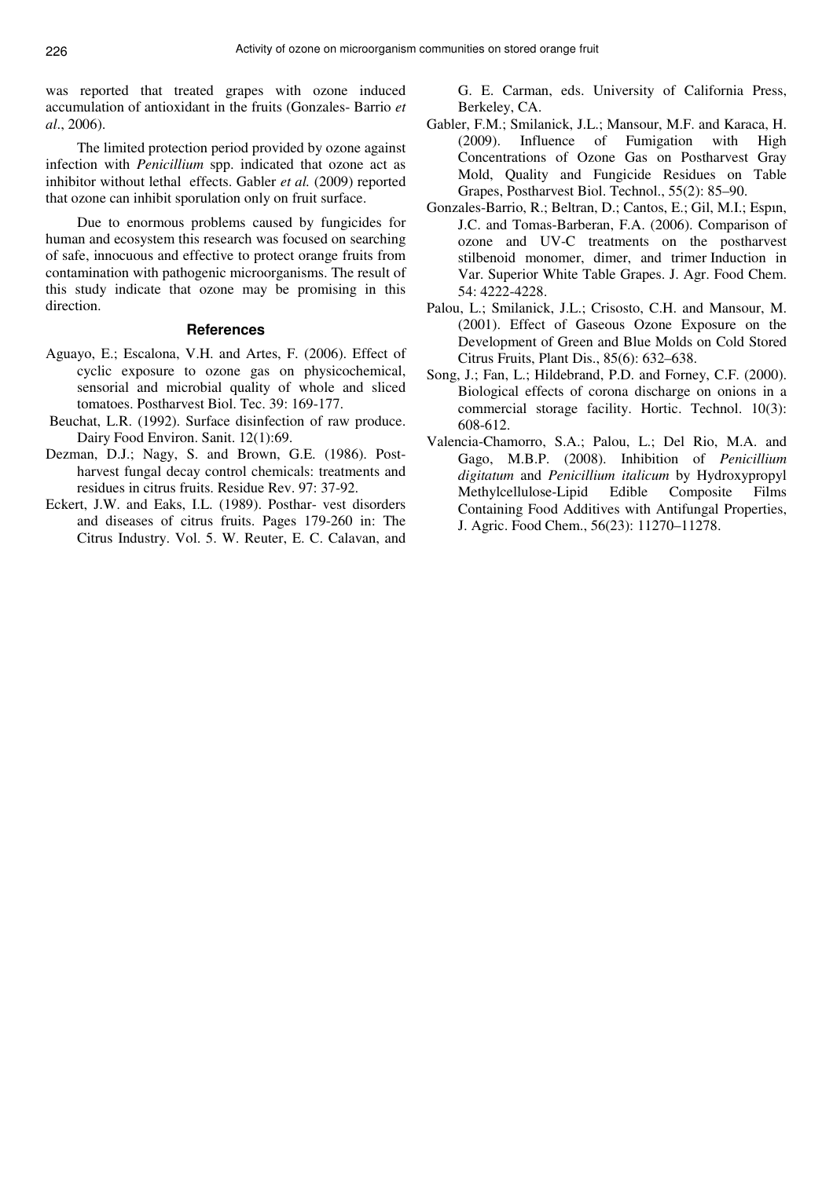was reported that treated grapes with ozone induced accumulation of antioxidant in the fruits (Gonzales- Barrio *et al*., 2006).

The limited protection period provided by ozone against infection with *Penicillium* spp. indicated that ozone act as inhibitor without lethal effects. Gabler *et al.* (2009) reported that ozone can inhibit sporulation only on fruit surface.

Due to enormous problems caused by fungicides for human and ecosystem this research was focused on searching of safe, innocuous and effective to protect orange fruits from contamination with pathogenic microorganisms. The result of this study indicate that ozone may be promising in this direction.

## References

Aguayo, E.; Escalona, V.H. and Artes, F. (2006). Effect of cyclic exposure to ozone gas on physicochemical, sensorial and microbial quality of whole and sliced tomatoes. Postharvest Biol. Tec. 39: 169-177.

Beuchat, L.R. (1992). Surface disinfection of raw produce. Dairy Food Environ. Sanit. 12(1):69.

Dezman, D.J.; Nagy, S. and Brown, G.E. (1986). Post-harvest fungal decay control chemicals: treatments and residues in citrus fruits. Residue Rev. 97: 37-92.

Eckert, J.W. and Eaks, I.L. (1989). Posthar- vest disorders and diseases of citrus fruits. Pages 179-260 in: The Citrus Industry. Vol. 5. W. Reuter, E. C. Calavan, and G. E. Carman, eds. University of California Press, Berkeley, CA.

Gabler, F.M.; Smilanick, J.L.; Mansour, M.F. and Karaca, H. (2009). Influence of Fumigation with High Concentrations of Ozone Gas on Postharvest Gray Mold, Quality and Fungicide Residues on Table Grapes, Postharvest Biol. Technol., 55(2): 85–90.

Gonzales-Barrio, R.; Beltran, D.; Cantos, E.; Gil, M.I.; Espın, J.C. and Tomas-Barberan, F.A. (2006). Comparison of ozone and UV-C treatments on the postharvest stilbenoid monomer, dimer, and trimer Induction in Var. Superior White Table Grapes. J. Agr. Food Chem. 54: 4222-4228.

Palou, L.; Smilanick, J.L.; Crisosto, C.H. and Mansour, M. (2001). Effect of Gaseous Ozone Exposure on the Development of Green and Blue Molds on Cold Stored Citrus Fruits, Plant Dis., 85(6): 632–638.

Song, J.; Fan, L.; Hildebrand, P.D. and Forney, C.F. (2000). Biological effects of corona discharge on onions in a commercial storage facility. Hortic. Technol. 10(3): 608-612.

Valencia-Chamorro, S.A.; Palou, L.; Del Rio, M.A. and Gago, M.B.P. (2008). Inhibition of *Penicillium digitatum* and *Penicillium italicum* by Hydroxypropyl Methylcellulose-Lipid Edible Composite Films Containing Food Additives with Antifungal Properties, J. Agric. Food Chem., 56(23): 11270–11278.